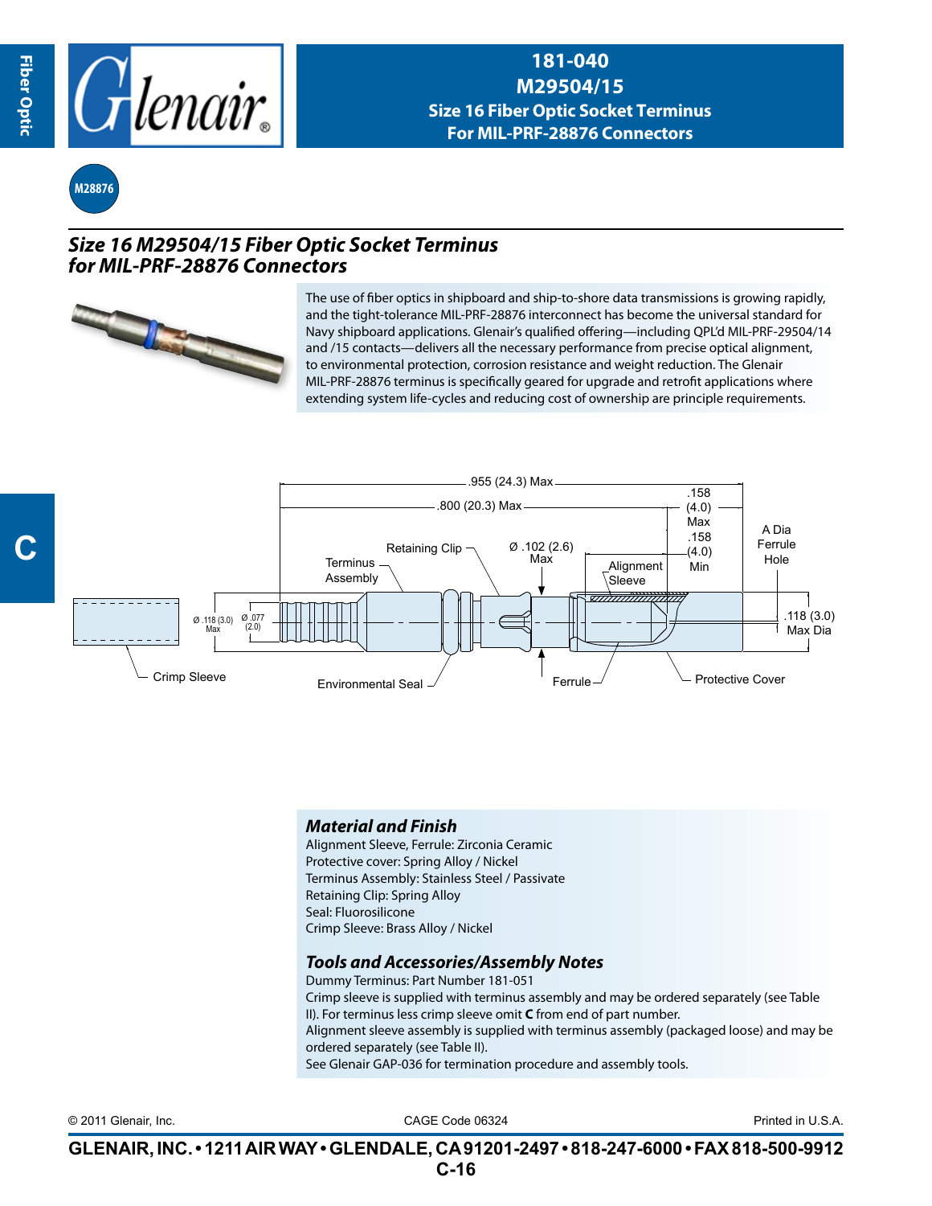# 181-040
# M29504/15
## Size 16 Fiber Optic Socket Terminus
## For MIL-PRF-28876 Connectors

M28876

## *Size 16 M29504/15 Fiber Optic Socket Terminus for MIL-PRF-28876 Connectors*

The use of fiber optics in shipboard and ship-to-shore data transmissions is growing rapidly, and the tight-tolerance MIL-PRF-28876 interconnect has become the universal standard for Navy shipboard applications. Glenair's qualified offering—including QPL'd MIL-PRF-29504/14 and /15 contacts—delivers all the necessary performance from precise optical alignment, to environmental protection, corrosion resistance and weight reduction. The Glenair MIL-PRF-28876 terminus is specifically geared for upgrade and retrofit applications where extending system life-cycles and reducing cost of ownership are principle requirements.

.955 (24.3) Max
.800 (20.3) Max
.158 (4.0) Max
.158 (4.0) Min
A Dia Ferrule Hole
Retaining Clip
Ø .102 (2.6) Max
Terminus Assembly
Alignment Sleeve
Ø .118 (3.0) Max
Ø .077 (2.0)
.118 (3.0) Max Dia
Crimp Sleeve
Environmental Seal
Ferrule
Protective Cover

### *Material and Finish*

Alignment Sleeve, Ferrule: Zirconia Ceramic
Protective cover: Spring Alloy / Nickel
Terminus Assembly: Stainless Steel / Passivate
Retaining Clip: Spring Alloy
Seal: Fluorosilicone
Crimp Sleeve: Brass Alloy / Nickel

### *Tools and Accessories/Assembly Notes*

Dummy Terminus: Part Number 181-051
Crimp sleeve is supplied with terminus assembly and may be ordered separately (see Table II). For terminus less crimp sleeve omit **C** from end of part number.
Alignment sleeve assembly is supplied with terminus assembly (packaged loose) and may be ordered separately (see Table II).
See Glenair GAP-036 for termination procedure and assembly tools.

© 2011 Glenair, Inc. CAGE Code 06324 Printed in U.S.A.

**GLENAIR, INC. • 1211 AIR WAY • GLENDALE, CA 91201-2497 • 818-247-6000 • FAX 818-500-9912**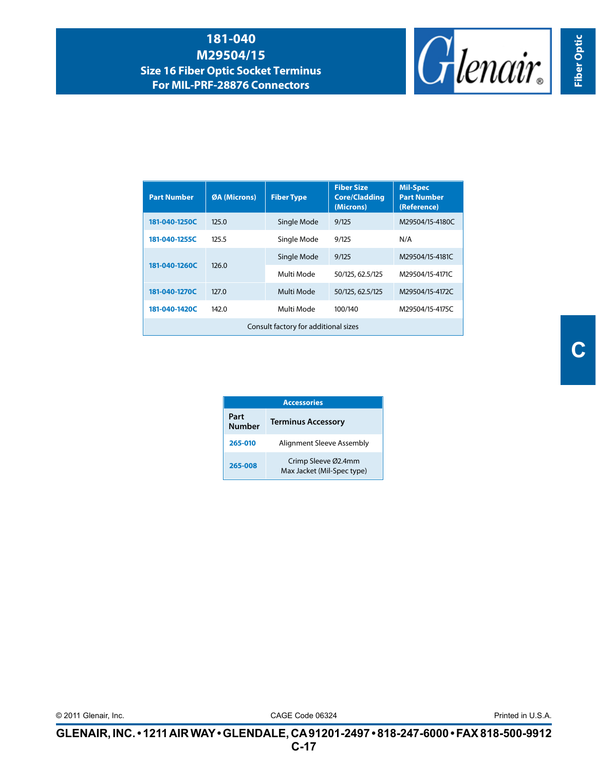# 181-040
# M29504/15
## Size 16 Fiber Optic Socket Terminus
## For MIL-PRF-28876 Connectors

| Part Number | ØA (Microns) | Fiber Type | Fiber Size Core/Cladding (Microns) | Mil-Spec Part Number (Reference) |
|---|---|---|---|---|
| 181-040-1250C | 125.0 | Single Mode | 9/125 | M29504/15-4180C |
| 181-040-1255C | 125.5 | Single Mode | 9/125 | N/A |
| 181-040-1260C | 126.0 | Single Mode | 9/125 | M29504/15-4181C |
| | | Multi Mode | 50/125, 62.5/125 | M29504/15-4171C |
| 181-040-1270C | 127.0 | Multi Mode | 50/125, 62.5/125 | M29504/15-4172C |
| 181-040-1420C | 142.0 | Multi Mode | 100/140 | M29504/15-4175C |
| Consult factory for additional sizes | | | | |

| Accessories | |
|---|---|
| Part Number | Terminus Accessory |
| 265-010 | Alignment Sleeve Assembly |
| 265-008 | Crimp Sleeve Ø2.4mm Max Jacket (Mil-Spec type) |

© 2011 Glenair, Inc. CAGE Code 06324 Printed in U.S.A.

GLENAIR, INC. • 1211 AIR WAY • GLENDALE, CA 91201-2497 • 818-247-6000 • FAX 818-500-9912